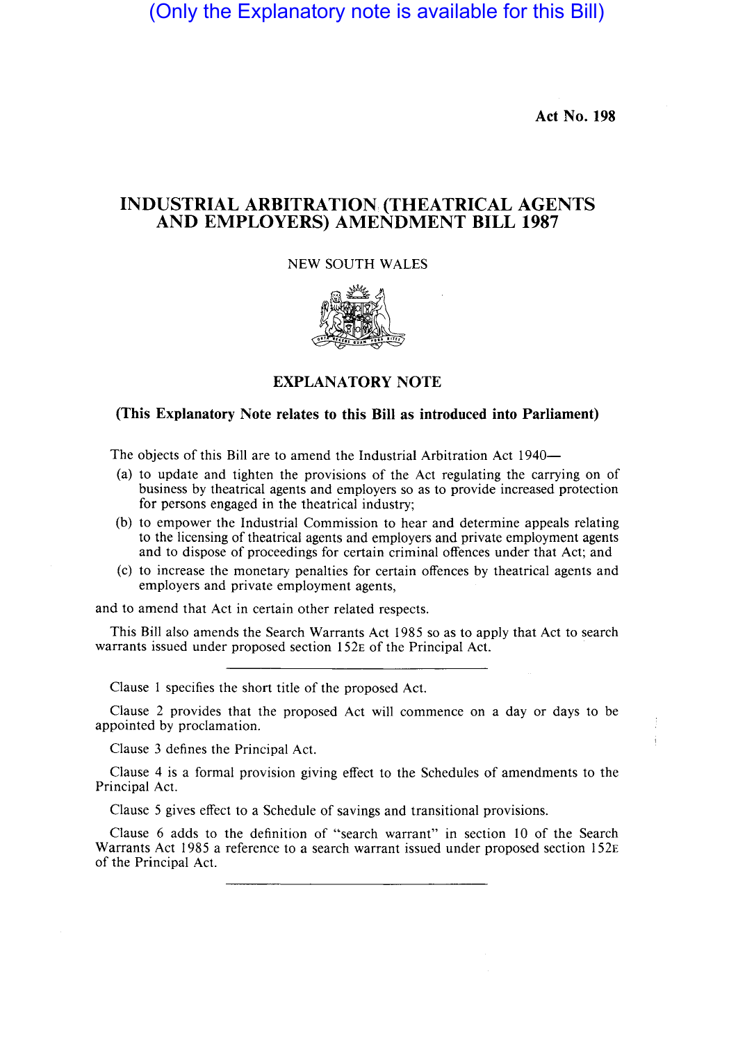(Only the Explanatory note is available for this Bill)

**Act No. 198**

# INDUSTRIAL ARBITRATION (THEATRICAL AGENTS AND EMPLOYERS) AMENDMENT BILL 1987

NEW SOUTH WALES

## EXPLANATORY NOTE

**(This Explanatory Note relates to this Bill as introduced into Parliament)**

The objects of this Bill are to amend the Industrial Arbitration Act 1940—

(a) to update and tighten the provisions of the Act regulating the carrying on of business by theatrical agents and employers so as to provide increased protection for persons engaged in the theatrical industry;

(b) to empower the Industrial Commission to hear and determine appeals relating to the licensing of theatrical agents and employers and private employment agents and to dispose of proceedings for certain criminal offences under that Act; and

(c) to increase the monetary penalties for certain offences by theatrical agents and employers and private employment agents,

and to amend that Act in certain other related respects.

This Bill also amends the Search Warrants Act 1985 so as to apply that Act to search warrants issued under proposed section 152E of the Principal Act.

---

Clause 1 specifies the short title of the proposed Act.

Clause 2 provides that the proposed Act will commence on a day or days to be appointed by proclamation.

Clause 3 defines the Principal Act.

Clause 4 is a formal provision giving effect to the Schedules of amendments to the Principal Act.

Clause 5 gives effect to a Schedule of savings and transitional provisions.

Clause 6 adds to the definition of "search warrant" in section 10 of the Search Warrants Act 1985 a reference to a search warrant issued under proposed section 152E of the Principal Act.

---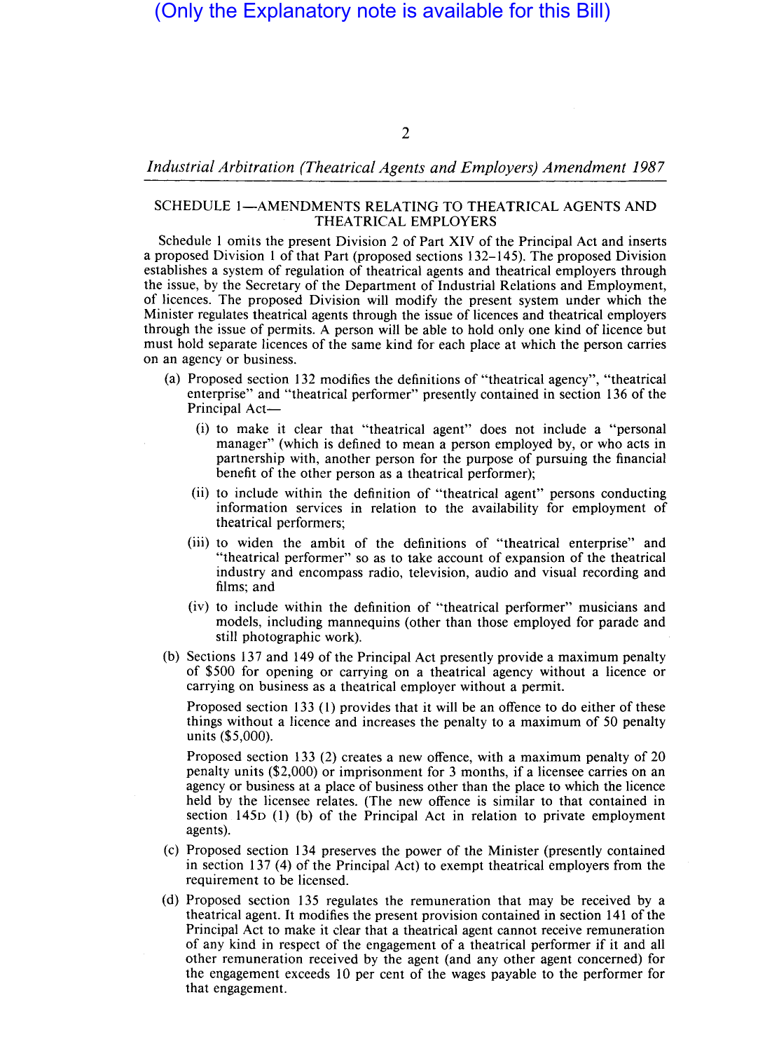(Only the Explanatory note is available for this Bill)

## SCHEDULE 1—AMENDMENTS RELATING TO THEATRICAL AGENTS AND THEATRICAL EMPLOYERS

Schedule 1 omits the present Division 2 of Part XIV of the Principal Act and inserts a proposed Division 1 of that Part (proposed sections 132–145). The proposed Division establishes a system of regulation of theatrical agents and theatrical employers through the issue, by the Secretary of the Department of Industrial Relations and Employment, of licences. The proposed Division will modify the present system under which the Minister regulates theatrical agents through the issue of licences and theatrical employers through the issue of permits. A person will be able to hold only one kind of licence but must hold separate licences of the same kind for each place at which the person carries on an agency or business.

(a) Proposed section 132 modifies the definitions of "theatrical agency", "theatrical enterprise" and "theatrical performer" presently contained in section 136 of the Principal Act—

  (i) to make it clear that "theatrical agent" does not include a "personal manager" (which is defined to mean a person employed by, or who acts in partnership with, another person for the purpose of pursuing the financial benefit of the other person as a theatrical performer);

  (ii) to include within the definition of "theatrical agent" persons conducting information services in relation to the availability for employment of theatrical performers;

  (iii) to widen the ambit of the definitions of "theatrical enterprise" and "theatrical performer" so as to take account of expansion of the theatrical industry and encompass radio, television, audio and visual recording and films; and

  (iv) to include within the definition of "theatrical performer" musicians and models, including mannequins (other than those employed for parade and still photographic work).

(b) Sections 137 and 149 of the Principal Act presently provide a maximum penalty of $500 for opening or carrying on a theatrical agency without a licence or carrying on business as a theatrical employer without a permit.

  Proposed section 133 (1) provides that it will be an offence to do either of these things without a licence and increases the penalty to a maximum of 50 penalty units ($5,000).

  Proposed section 133 (2) creates a new offence, with a maximum penalty of 20 penalty units ($2,000) or imprisonment for 3 months, if a licensee carries on an agency or business at a place of business other than the place to which the licence held by the licensee relates. (The new offence is similar to that contained in section 145D (1) (b) of the Principal Act in relation to private employment agents).

(c) Proposed section 134 preserves the power of the Minister (presently contained in section 137 (4) of the Principal Act) to exempt theatrical employers from the requirement to be licensed.

(d) Proposed section 135 regulates the remuneration that may be received by a theatrical agent. It modifies the present provision contained in section 141 of the Principal Act to make it clear that a theatrical agent cannot receive remuneration of any kind in respect of the engagement of a theatrical performer if it and all other remuneration received by the agent (and any other agent concerned) for the engagement exceeds 10 per cent of the wages payable to the performer for that engagement.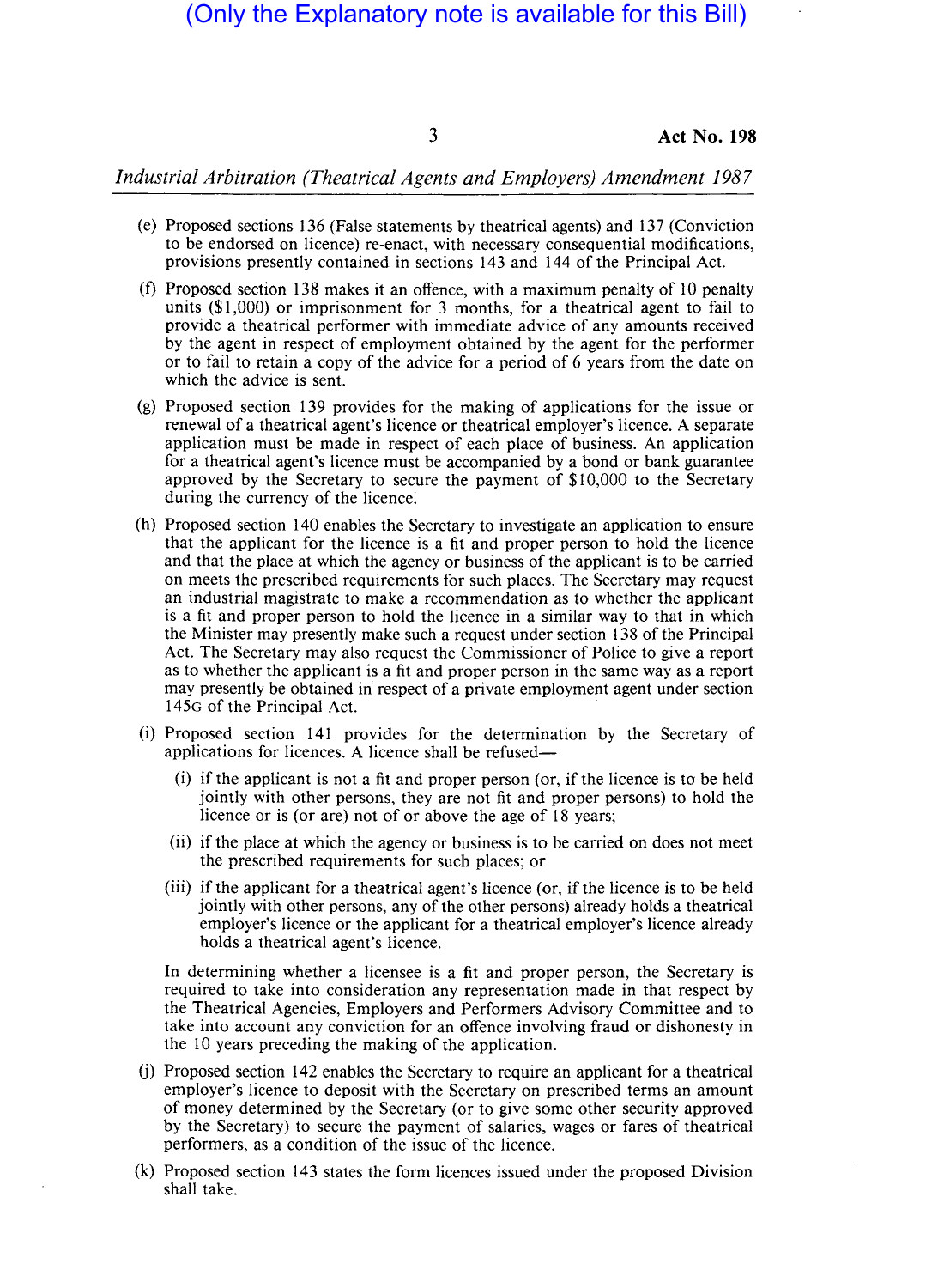(Only the Explanatory note is available for this Bill)

(e) Proposed sections 136 (False statements by theatrical agents) and 137 (Conviction to be endorsed on licence) re-enact, with necessary consequential modifications, provisions presently contained in sections 143 and 144 of the Principal Act.

(f) Proposed section 138 makes it an offence, with a maximum penalty of 10 penalty units ($1,000) or imprisonment for 3 months, for a theatrical agent to fail to provide a theatrical performer with immediate advice of any amounts received by the agent in respect of employment obtained by the agent for the performer or to fail to retain a copy of the advice for a period of 6 years from the date on which the advice is sent.

(g) Proposed section 139 provides for the making of applications for the issue or renewal of a theatrical agent's licence or theatrical employer's licence. A separate application must be made in respect of each place of business. An application for a theatrical agent's licence must be accompanied by a bond or bank guarantee approved by the Secretary to secure the payment of $10,000 to the Secretary during the currency of the licence.

(h) Proposed section 140 enables the Secretary to investigate an application to ensure that the applicant for the licence is a fit and proper person to hold the licence and that the place at which the agency or business of the applicant is to be carried on meets the prescribed requirements for such places. The Secretary may request an industrial magistrate to make a recommendation as to whether the applicant is a fit and proper person to hold the licence in a similar way to that in which the Minister may presently make such a request under section 138 of the Principal Act. The Secretary may also request the Commissioner of Police to give a report as to whether the applicant is a fit and proper person in the same way as a report may presently be obtained in respect of a private employment agent under section 145G of the Principal Act.

(i) Proposed section 141 provides for the determination by the Secretary of applications for licences. A licence shall be refused—

   (i) if the applicant is not a fit and proper person (or, if the licence is to be held jointly with other persons, they are not fit and proper persons) to hold the licence or is (or are) not of or above the age of 18 years;

   (ii) if the place at which the agency or business is to be carried on does not meet the prescribed requirements for such places; or

   (iii) if the applicant for a theatrical agent's licence (or, if the licence is to be held jointly with other persons, any of the other persons) already holds a theatrical employer's licence or the applicant for a theatrical employer's licence already holds a theatrical agent's licence.

   In determining whether a licensee is a fit and proper person, the Secretary is required to take into consideration any representation made in that respect by the Theatrical Agencies, Employers and Performers Advisory Committee and to take into account any conviction for an offence involving fraud or dishonesty in the 10 years preceding the making of the application.

(j) Proposed section 142 enables the Secretary to require an applicant for a theatrical employer's licence to deposit with the Secretary on prescribed terms an amount of money determined by the Secretary (or to give some other security approved by the Secretary) to secure the payment of salaries, wages or fares of theatrical performers, as a condition of the issue of the licence.

(k) Proposed section 143 states the form licences issued under the proposed Division shall take.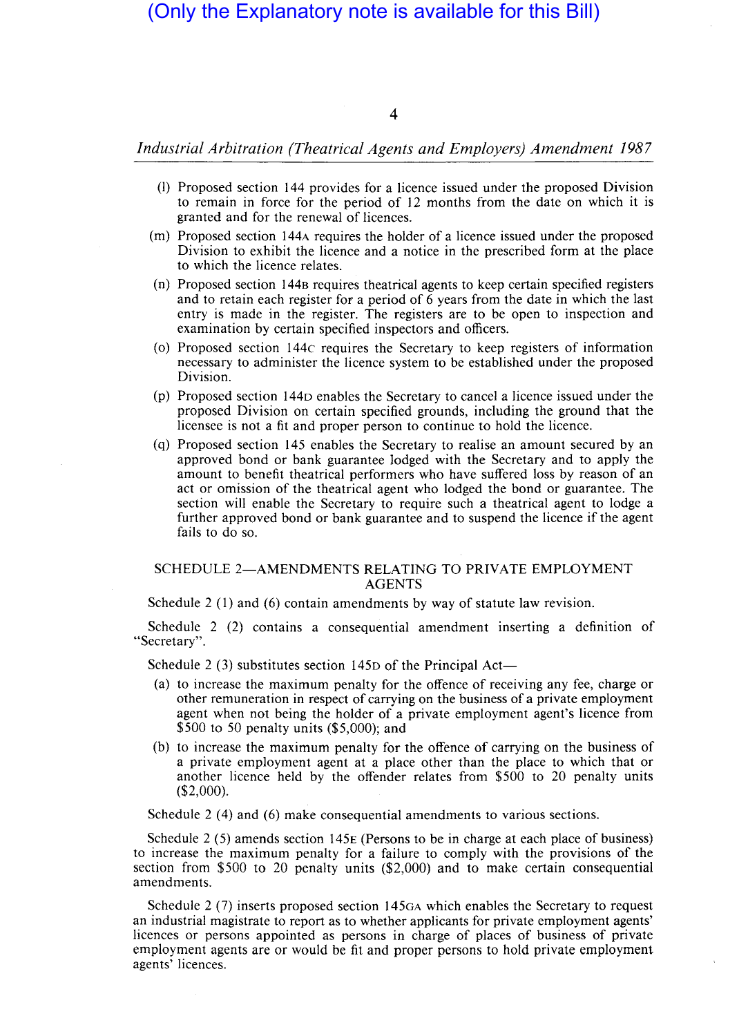(Only the Explanatory note is available for this Bill)

(l) Proposed section 144 provides for a licence issued under the proposed Division to remain in force for the period of 12 months from the date on which it is granted and for the renewal of licences.

(m) Proposed section 144A requires the holder of a licence issued under the proposed Division to exhibit the licence and a notice in the prescribed form at the place to which the licence relates.

(n) Proposed section 144B requires theatrical agents to keep certain specified registers and to retain each register for a period of 6 years from the date in which the last entry is made in the register. The registers are to be open to inspection and examination by certain specified inspectors and officers.

(o) Proposed section 144C requires the Secretary to keep registers of information necessary to administer the licence system to be established under the proposed Division.

(p) Proposed section 144D enables the Secretary to cancel a licence issued under the proposed Division on certain specified grounds, including the ground that the licensee is not a fit and proper person to continue to hold the licence.

(q) Proposed section 145 enables the Secretary to realise an amount secured by an approved bond or bank guarantee lodged with the Secretary and to apply the amount to benefit theatrical performers who have suffered loss by reason of an act or omission of the theatrical agent who lodged the bond or guarantee. The section will enable the Secretary to require such a theatrical agent to lodge a further approved bond or bank guarantee and to suspend the licence if the agent fails to do so.

## SCHEDULE 2—AMENDMENTS RELATING TO PRIVATE EMPLOYMENT AGENTS

Schedule 2 (1) and (6) contain amendments by way of statute law revision.

Schedule 2 (2) contains a consequential amendment inserting a definition of "Secretary".

Schedule 2 (3) substitutes section 145D of the Principal Act—

(a) to increase the maximum penalty for the offence of receiving any fee, charge or other remuneration in respect of carrying on the business of a private employment agent when not being the holder of a private employment agent's licence from $500 to 50 penalty units ($5,000); and

(b) to increase the maximum penalty for the offence of carrying on the business of a private employment agent at a place other than the place to which that or another licence held by the offender relates from $500 to 20 penalty units ($2,000).

Schedule 2 (4) and (6) make consequential amendments to various sections.

Schedule 2 (5) amends section 145E (Persons to be in charge at each place of business) to increase the maximum penalty for a failure to comply with the provisions of the section from $500 to 20 penalty units ($2,000) and to make certain consequential amendments.

Schedule 2 (7) inserts proposed section 145GA which enables the Secretary to request an industrial magistrate to report as to whether applicants for private employment agents' licences or persons appointed as persons in charge of places of business of private employment agents are or would be fit and proper persons to hold private employment agents' licences.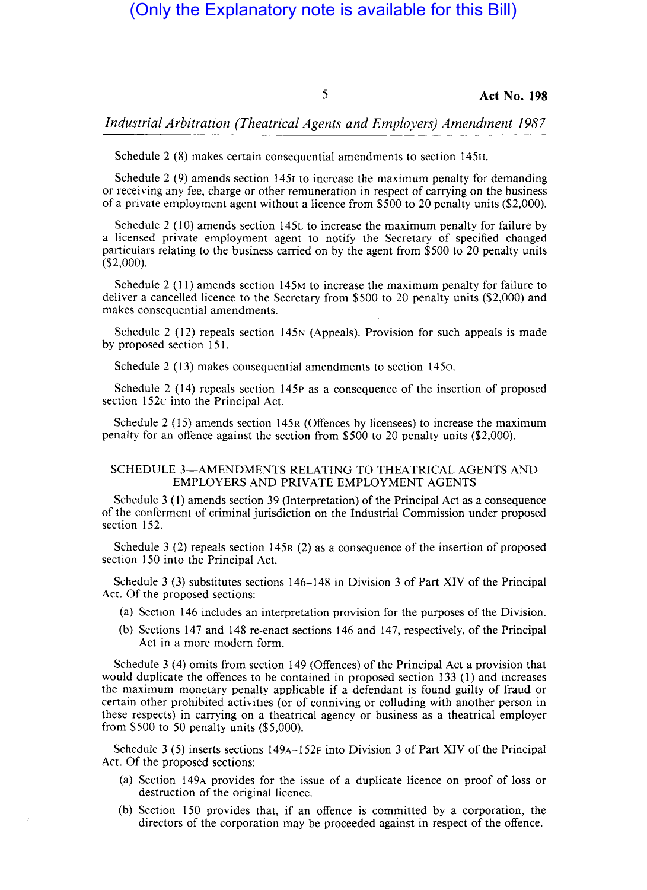Schedule 2 (8) makes certain consequential amendments to section 145H.

Schedule 2 (9) amends section 145I to increase the maximum penalty for demanding or receiving any fee, charge or other remuneration in respect of carrying on the business of a private employment agent without a licence from $500 to 20 penalty units ($2,000).

Schedule 2 (10) amends section 145L to increase the maximum penalty for failure by a licensed private employment agent to notify the Secretary of specified changed particulars relating to the business carried on by the agent from $500 to 20 penalty units ($2,000).

Schedule 2 (11) amends section 145M to increase the maximum penalty for failure to deliver a cancelled licence to the Secretary from $500 to 20 penalty units ($2,000) and makes consequential amendments.

Schedule 2 (12) repeals section 145N (Appeals). Provision for such appeals is made by proposed section 151.

Schedule 2 (13) makes consequential amendments to section 145O.

Schedule 2 (14) repeals section 145P as a consequence of the insertion of proposed section 152C into the Principal Act.

Schedule 2 (15) amends section 145R (Offences by licensees) to increase the maximum penalty for an offence against the section from $500 to 20 penalty units ($2,000).

## SCHEDULE 3—AMENDMENTS RELATING TO THEATRICAL AGENTS AND EMPLOYERS AND PRIVATE EMPLOYMENT AGENTS

Schedule 3 (1) amends section 39 (Interpretation) of the Principal Act as a consequence of the conferment of criminal jurisdiction on the Industrial Commission under proposed section 152.

Schedule 3 (2) repeals section 145R (2) as a consequence of the insertion of proposed section 150 into the Principal Act.

Schedule 3 (3) substitutes sections 146–148 in Division 3 of Part XIV of the Principal Act. Of the proposed sections:

(a) Section 146 includes an interpretation provision for the purposes of the Division.

(b) Sections 147 and 148 re-enact sections 146 and 147, respectively, of the Principal Act in a more modern form.

Schedule 3 (4) omits from section 149 (Offences) of the Principal Act a provision that would duplicate the offences to be contained in proposed section 133 (1) and increases the maximum monetary penalty applicable if a defendant is found guilty of fraud or certain other prohibited activities (or of conniving or colluding with another person in these respects) in carrying on a theatrical agency or business as a theatrical employer from $500 to 50 penalty units ($5,000).

Schedule 3 (5) inserts sections 149A–152F into Division 3 of Part XIV of the Principal Act. Of the proposed sections:

(a) Section 149A provides for the issue of a duplicate licence on proof of loss or destruction of the original licence.

(b) Section 150 provides that, if an offence is committed by a corporation, the directors of the corporation may be proceeded against in respect of the offence.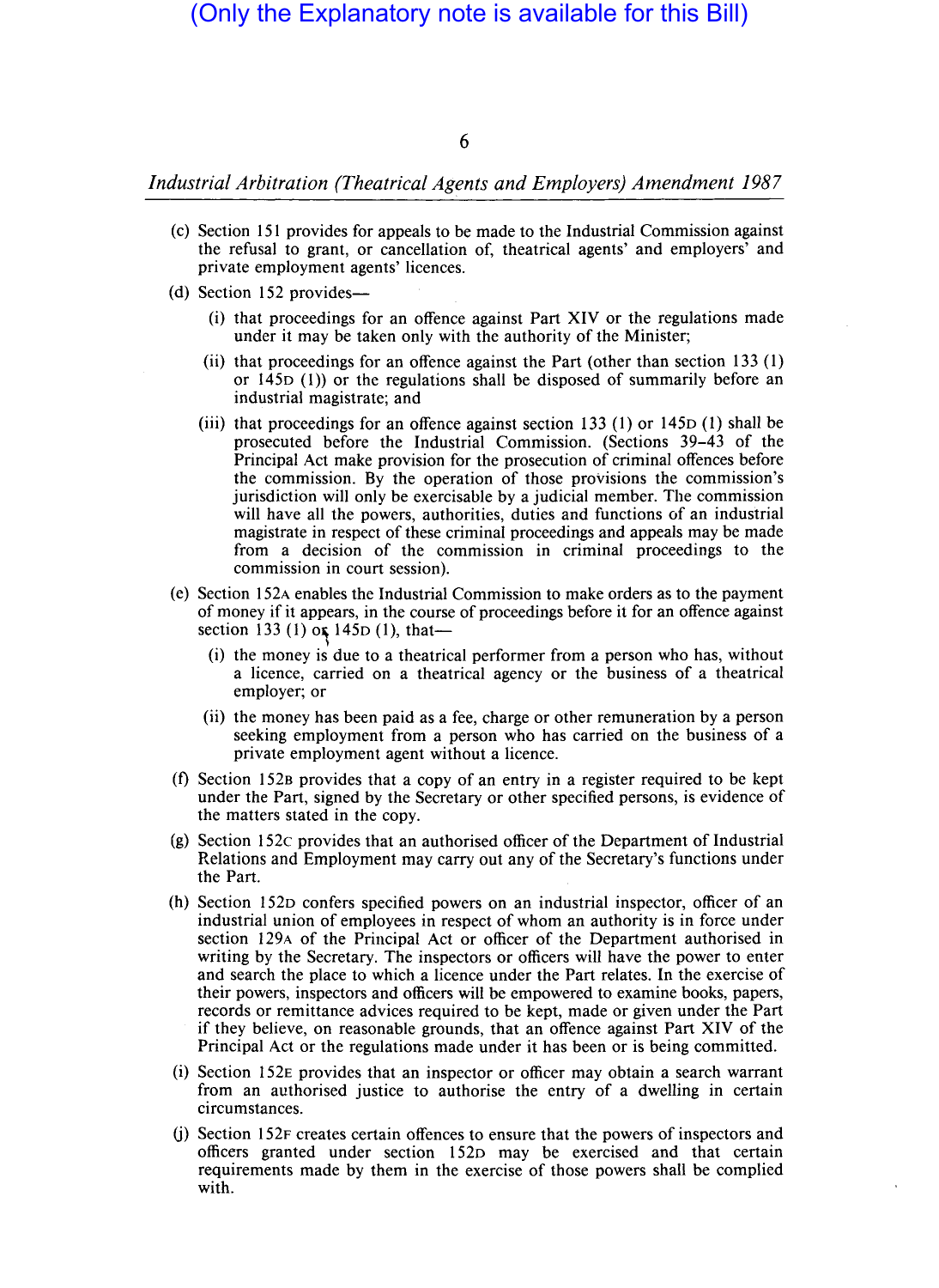(Only the Explanatory note is available for this Bill)

(c) Section 151 provides for appeals to be made to the Industrial Commission against the refusal to grant, or cancellation of, theatrical agents' and employers' and private employment agents' licences.

(d) Section 152 provides—

  (i) that proceedings for an offence against Part XIV or the regulations made under it may be taken only with the authority of the Minister;

  (ii) that proceedings for an offence against the Part (other than section 133 (1) or 145D (1)) or the regulations shall be disposed of summarily before an industrial magistrate; and

  (iii) that proceedings for an offence against section 133 (1) or 145D (1) shall be prosecuted before the Industrial Commission. (Sections 39–43 of the Principal Act make provision for the prosecution of criminal offences before the commission. By the operation of those provisions the commission's jurisdiction will only be exercisable by a judicial member. The commission will have all the powers, authorities, duties and functions of an industrial magistrate in respect of these criminal proceedings and appeals may be made from a decision of the commission in criminal proceedings to the commission in court session).

(e) Section 152A enables the Industrial Commission to make orders as to the payment of money if it appears, in the course of proceedings before it for an offence against section 133 (1) or 145D (1), that—

  (i) the money is due to a theatrical performer from a person who has, without a licence, carried on a theatrical agency or the business of a theatrical employer; or

  (ii) the money has been paid as a fee, charge or other remuneration by a person seeking employment from a person who has carried on the business of a private employment agent without a licence.

(f) Section 152B provides that a copy of an entry in a register required to be kept under the Part, signed by the Secretary or other specified persons, is evidence of the matters stated in the copy.

(g) Section 152C provides that an authorised officer of the Department of Industrial Relations and Employment may carry out any of the Secretary's functions under the Part.

(h) Section 152D confers specified powers on an industrial inspector, officer of an industrial union of employees in respect of whom an authority is in force under section 129A of the Principal Act or officer of the Department authorised in writing by the Secretary. The inspectors or officers will have the power to enter and search the place to which a licence under the Part relates. In the exercise of their powers, inspectors and officers will be empowered to examine books, papers, records or remittance advices required to be kept, made or given under the Part if they believe, on reasonable grounds, that an offence against Part XIV of the Principal Act or the regulations made under it has been or is being committed.

(i) Section 152E provides that an inspector or officer may obtain a search warrant from an authorised justice to authorise the entry of a dwelling in certain circumstances.

(j) Section 152F creates certain offences to ensure that the powers of inspectors and officers granted under section 152D may be exercised and that certain requirements made by them in the exercise of those powers shall be complied with.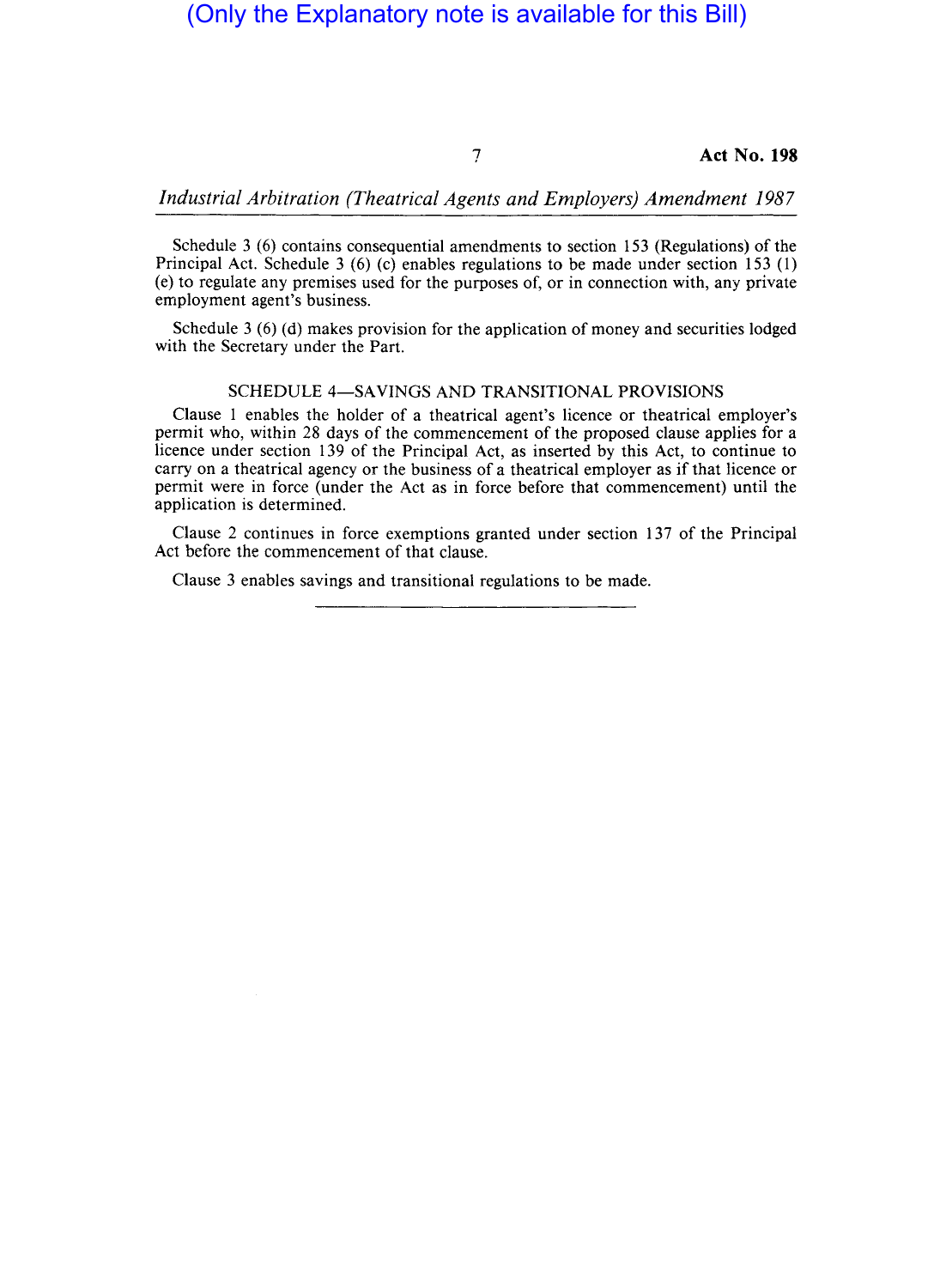Schedule 3 (6) contains consequential amendments to section 153 (Regulations) of the Principal Act. Schedule 3 (6) (c) enables regulations to be made under section 153 (1) (e) to regulate any premises used for the purposes of, or in connection with, any private employment agent's business.

Schedule 3 (6) (d) makes provision for the application of money and securities lodged with the Secretary under the Part.

## SCHEDULE 4—SAVINGS AND TRANSITIONAL PROVISIONS

Clause 1 enables the holder of a theatrical agent's licence or theatrical employer's permit who, within 28 days of the commencement of the proposed clause applies for a licence under section 139 of the Principal Act, as inserted by this Act, to continue to carry on a theatrical agency or the business of a theatrical employer as if that licence or permit were in force (under the Act as in force before that commencement) until the application is determined.

Clause 2 continues in force exemptions granted under section 137 of the Principal Act before the commencement of that clause.

Clause 3 enables savings and transitional regulations to be made.